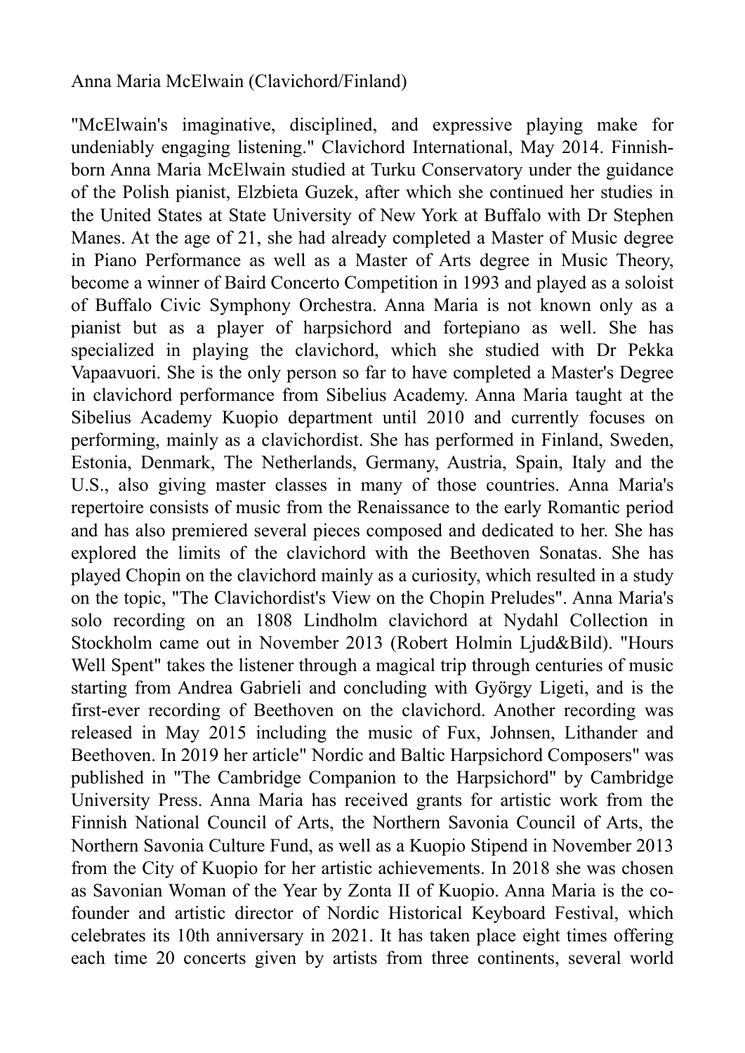Anna Maria McElwain (Clavichord/Finland)

"McElwain's imaginative, disciplined, and expressive playing make for undeniably engaging listening." Clavichord International, May 2014. Finnish-born Anna Maria McElwain studied at Turku Conservatory under the guidance of the Polish pianist, Elzbieta Guzek, after which she continued her studies in the United States at State University of New York at Buffalo with Dr Stephen Manes. At the age of 21, she had already completed a Master of Music degree in Piano Performance as well as a Master of Arts degree in Music Theory, become a winner of Baird Concerto Competition in 1993 and played as a soloist of Buffalo Civic Symphony Orchestra. Anna Maria is not known only as a pianist but as a player of harpsichord and fortepiano as well. She has specialized in playing the clavichord, which she studied with Dr Pekka Vapaavuori. She is the only person so far to have completed a Master's Degree in clavichord performance from Sibelius Academy. Anna Maria taught at the Sibelius Academy Kuopio department until 2010 and currently focuses on performing, mainly as a clavichordist. She has performed in Finland, Sweden, Estonia, Denmark, The Netherlands, Germany, Austria, Spain, Italy and the U.S., also giving master classes in many of those countries. Anna Maria's repertoire consists of music from the Renaissance to the early Romantic period and has also premiered several pieces composed and dedicated to her. She has explored the limits of the clavichord with the Beethoven Sonatas. She has played Chopin on the clavichord mainly as a curiosity, which resulted in a study on the topic, "The Clavichordist's View on the Chopin Preludes". Anna Maria's solo recording on an 1808 Lindholm clavichord at Nydahl Collection in Stockholm came out in November 2013 (Robert Holmin Ljud&Bild). "Hours Well Spent" takes the listener through a magical trip through centuries of music starting from Andrea Gabrieli and concluding with György Ligeti, and is the first-ever recording of Beethoven on the clavichord. Another recording was released in May 2015 including the music of Fux, Johnsen, Lithander and Beethoven. In 2019 her article" Nordic and Baltic Harpsichord Composers" was published in "The Cambridge Companion to the Harpsichord" by Cambridge University Press. Anna Maria has received grants for artistic work from the Finnish National Council of Arts, the Northern Savonia Council of Arts, the Northern Savonia Culture Fund, as well as a Kuopio Stipend in November 2013 from the City of Kuopio for her artistic achievements. In 2018 she was chosen as Savonian Woman of the Year by Zonta II of Kuopio. Anna Maria is the co-founder and artistic director of Nordic Historical Keyboard Festival, which celebrates its 10th anniversary in 2021. It has taken place eight times offering each time 20 concerts given by artists from three continents, several world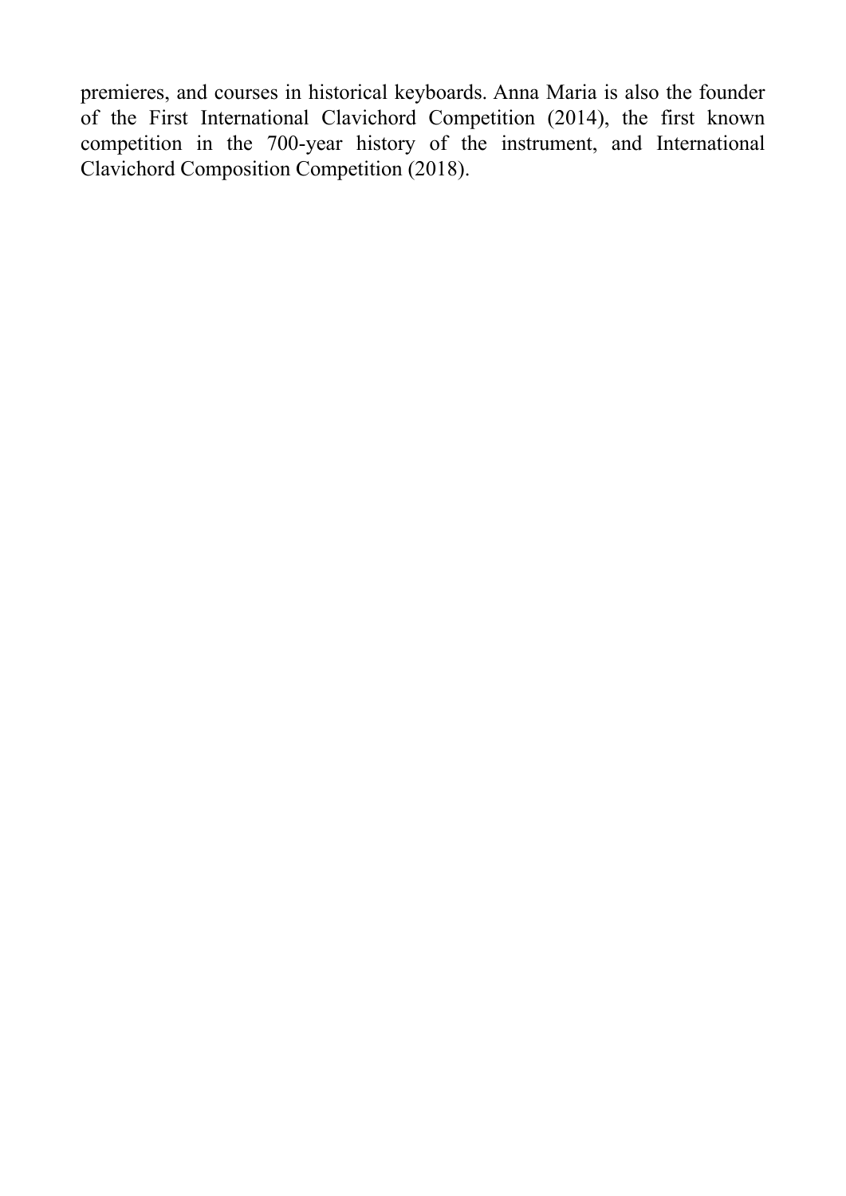premieres, and courses in historical keyboards. Anna Maria is also the founder of the First International Clavichord Competition (2014), the first known competition in the 700-year history of the instrument, and International Clavichord Composition Competition (2018).